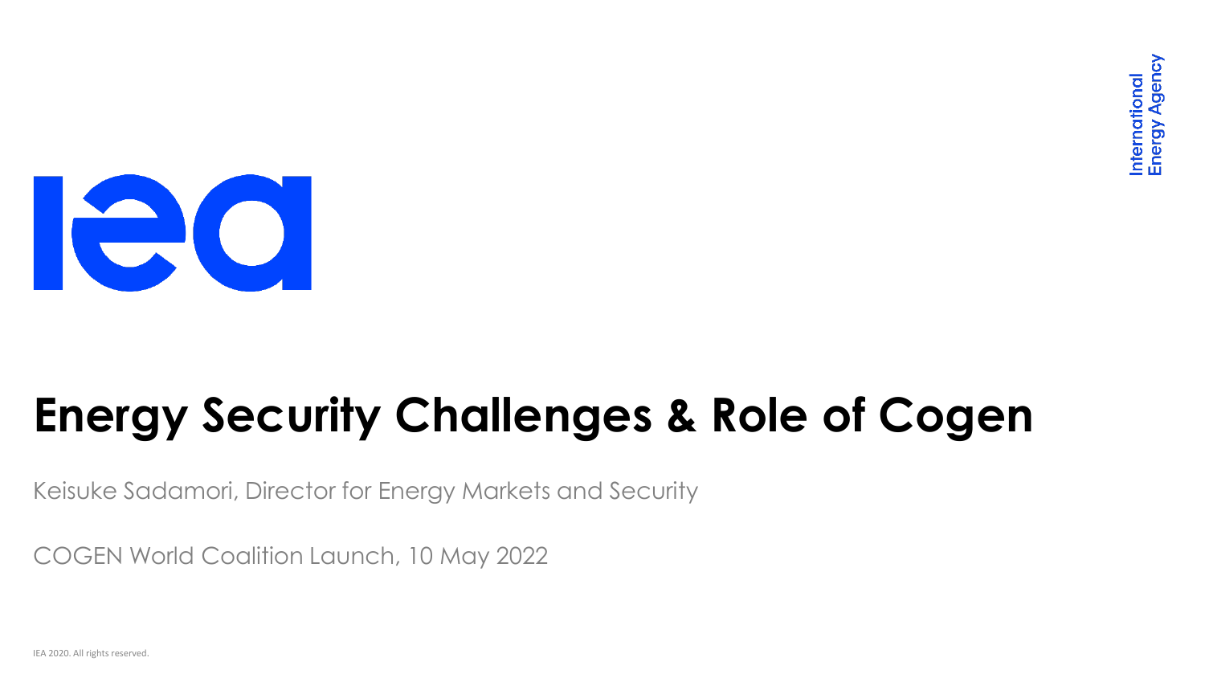# Energy Security Challenges & Role of Cogen

Keisuke Sadamori, Director for Energy Markets and Security

COGEN World Coalition Launch, 10 May 2022

IEA 2020. All rights reserved.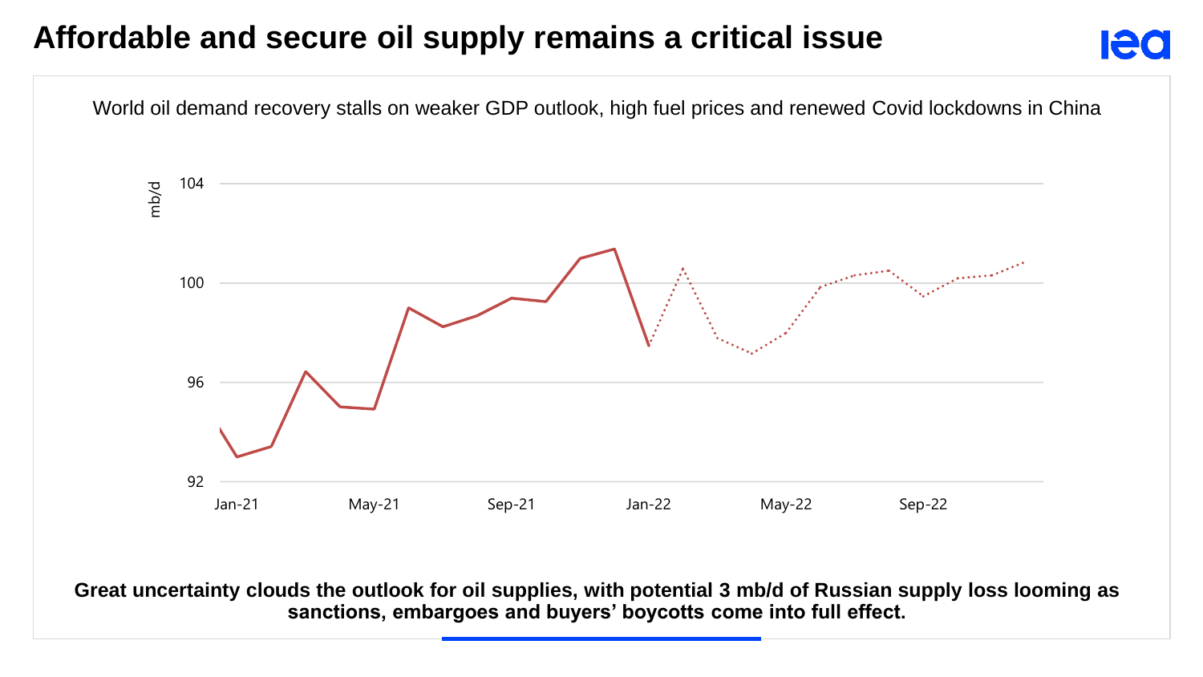# Affordable and secure oil supply remains a critical issue

World oil demand recovery stalls on weaker GDP outlook, high fuel prices and renewed Covid lockdowns in China

**Great uncertainty clouds the outlook for oil supplies, with potential 3 mb/d of Russian supply loss looming as sanctions, embargoes and buyers' boycotts come into full effect.**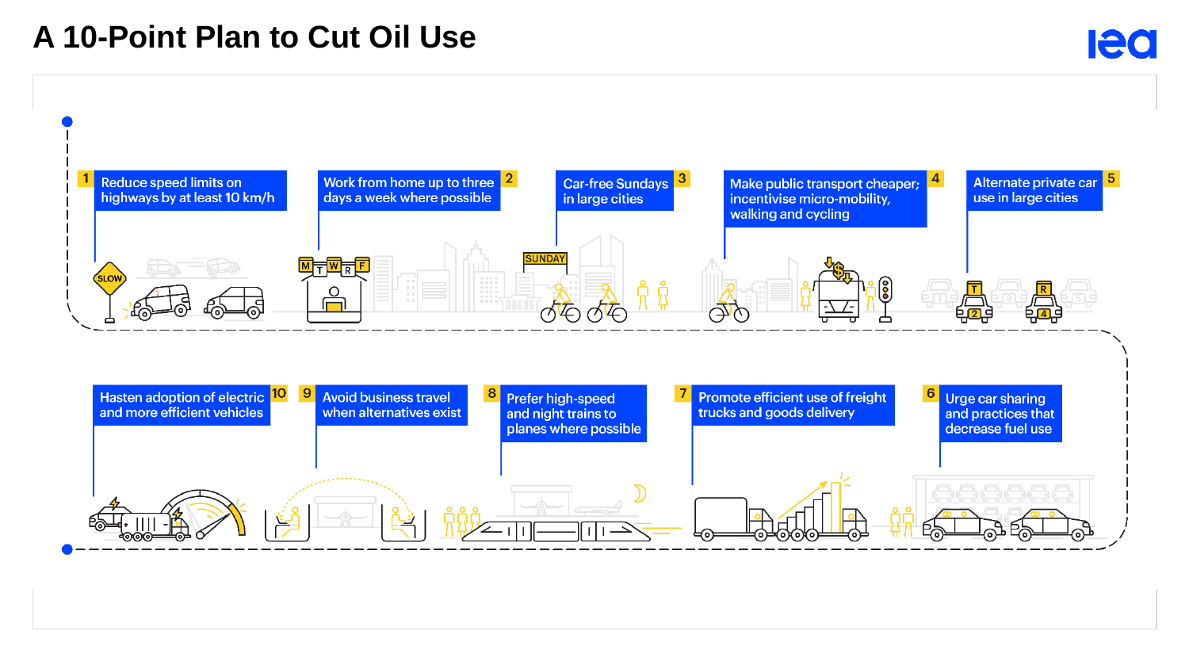# A 10-Point Plan to Cut Oil Use

1. Reduce speed limits on highways by at least 10 km/h
2. Work from home up to three days a week where possible
3. Car-free Sundays in large cities
4. Make public transport cheaper; incentivise micro-mobility, walking and cycling
5. Alternate private car use in large cities
6. Urge car sharing and practices that decrease fuel use
7. Promote efficient use of freight trucks and goods delivery
8. Prefer high-speed and night trains to planes where possible
9. Avoid business travel when alternatives exist
10. Hasten adoption of electric and more efficient vehicles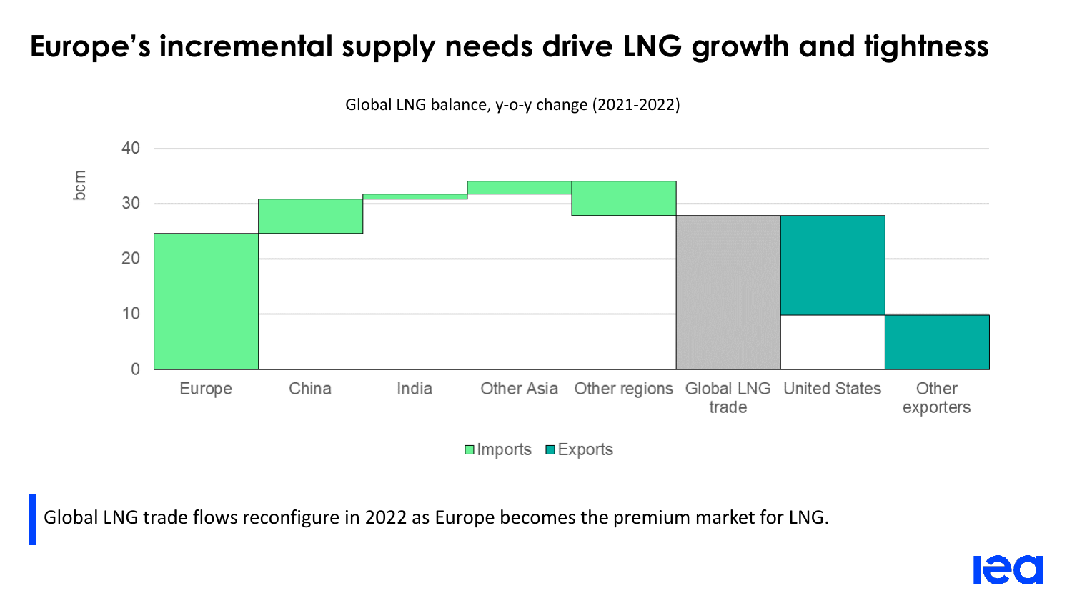# Europe's incremental supply needs drive LNG growth and tightness

Global LNG balance, y-o-y change (2021-2022)

| | Europe | China | India | Other Asia | Other regions | Global LNG trade | United States | Other exporters |
|---|---|---|---|---|---|---|---|---|
| bcm (approx.) | 24.7 | 6.2 | 0.9 | 2.3 | -6.2 | 27.9 | 18 | 10 |

Imports / Exports

Global LNG trade flows reconfigure in 2022 as Europe becomes the premium market for LNG.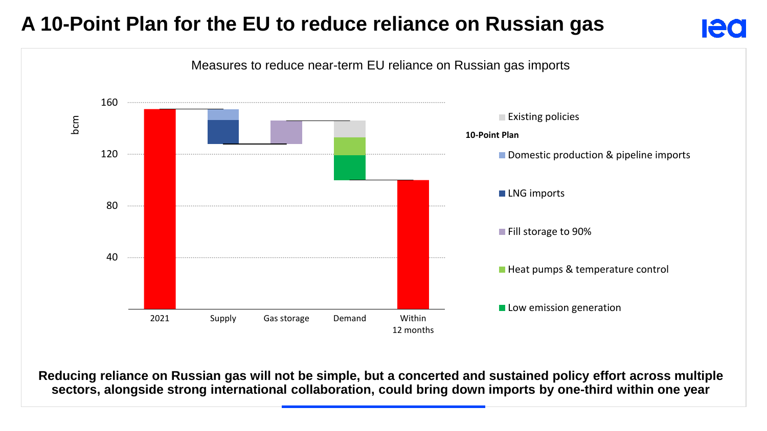# A 10-Point Plan for the EU to reduce reliance on Russian gas

Measures to reduce near-term EU reliance on Russian gas imports

bcm

160

120

80

40

2021 | Supply | Gas storage | Demand | Within 12 months

Existing policies

**10-Point Plan**

Domestic production & pipeline imports

LNG imports

Fill storage to 90%

Heat pumps & temperature control

Low emission generation

**Reducing reliance on Russian gas will not be simple, but a concerted and sustained policy effort across multiple sectors, alongside strong international collaboration, could bring down imports by one-third within one year**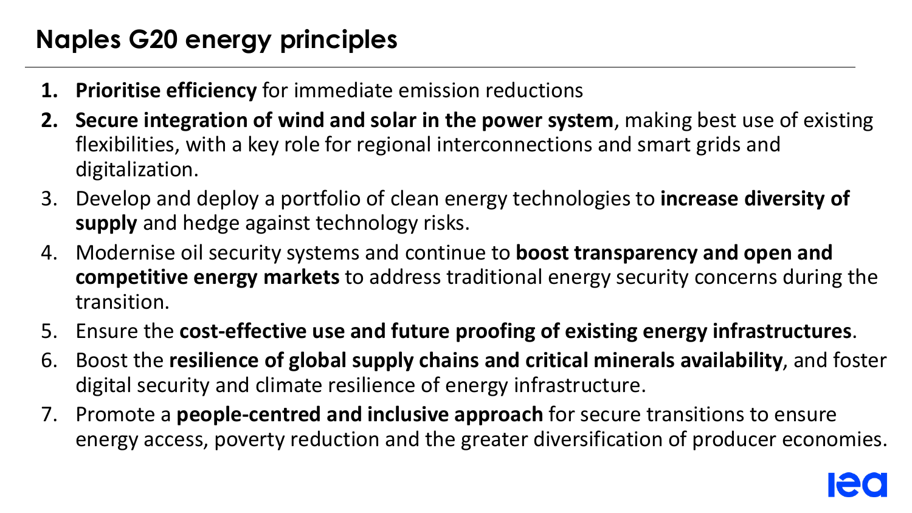# Naples G20 energy principles

1. **Prioritise efficiency** for immediate emission reductions
2. **Secure integration of wind and solar in the power system**, making best use of existing flexibilities, with a key role for regional interconnections and smart grids and digitalization.
3. Develop and deploy a portfolio of clean energy technologies to **increase diversity of supply** and hedge against technology risks.
4. Modernise oil security systems and continue to **boost transparency and open and competitive energy markets** to address traditional energy security concerns during the transition.
5. Ensure the **cost-effective use and future proofing of existing energy infrastructures**.
6. Boost the **resilience of global supply chains and critical minerals availability**, and foster digital security and climate resilience of energy infrastructure.
7. Promote a **people-centred and inclusive approach** for secure transitions to ensure energy access, poverty reduction and the greater diversification of producer economies.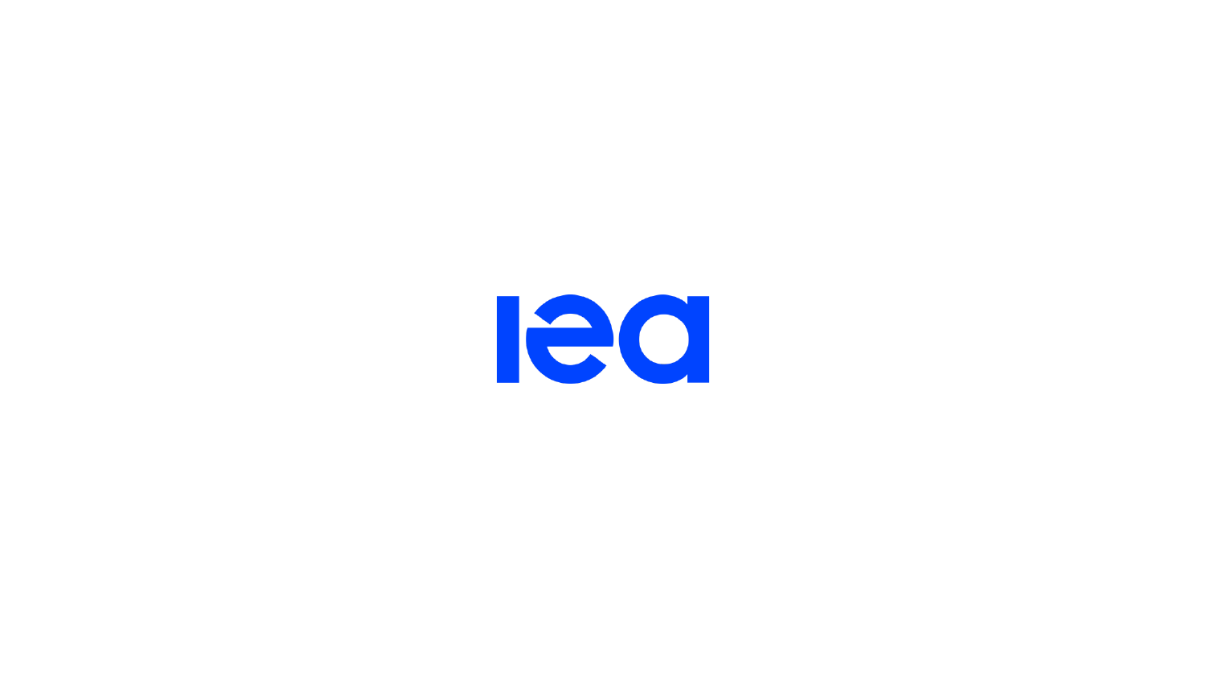iea